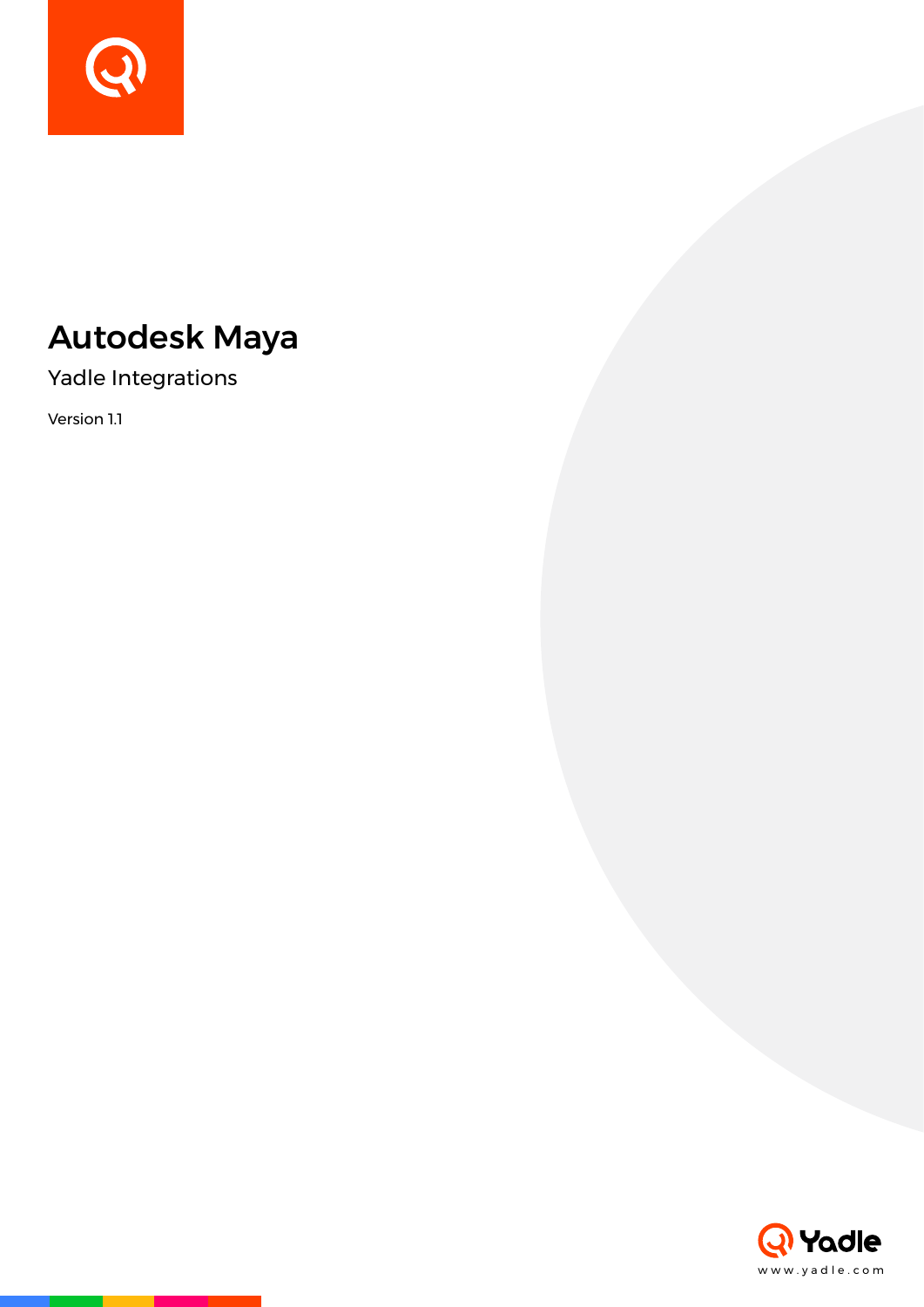# Autodesk Maya

## Yadle Integrations

Version 1.1

Yadle

www.yadle.com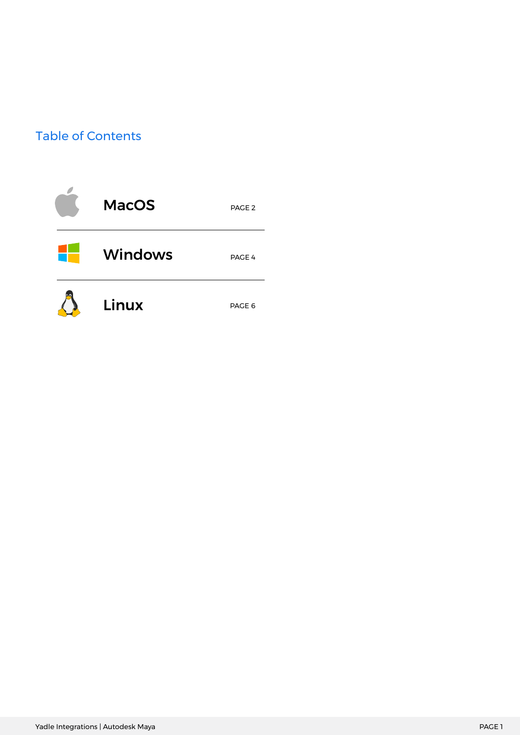## Table of Contents

| | | |
|---|---|---|
| **MacOS** | PAGE 2 |
| **Windows** | PAGE 4 |
| **Linux** | PAGE 6 |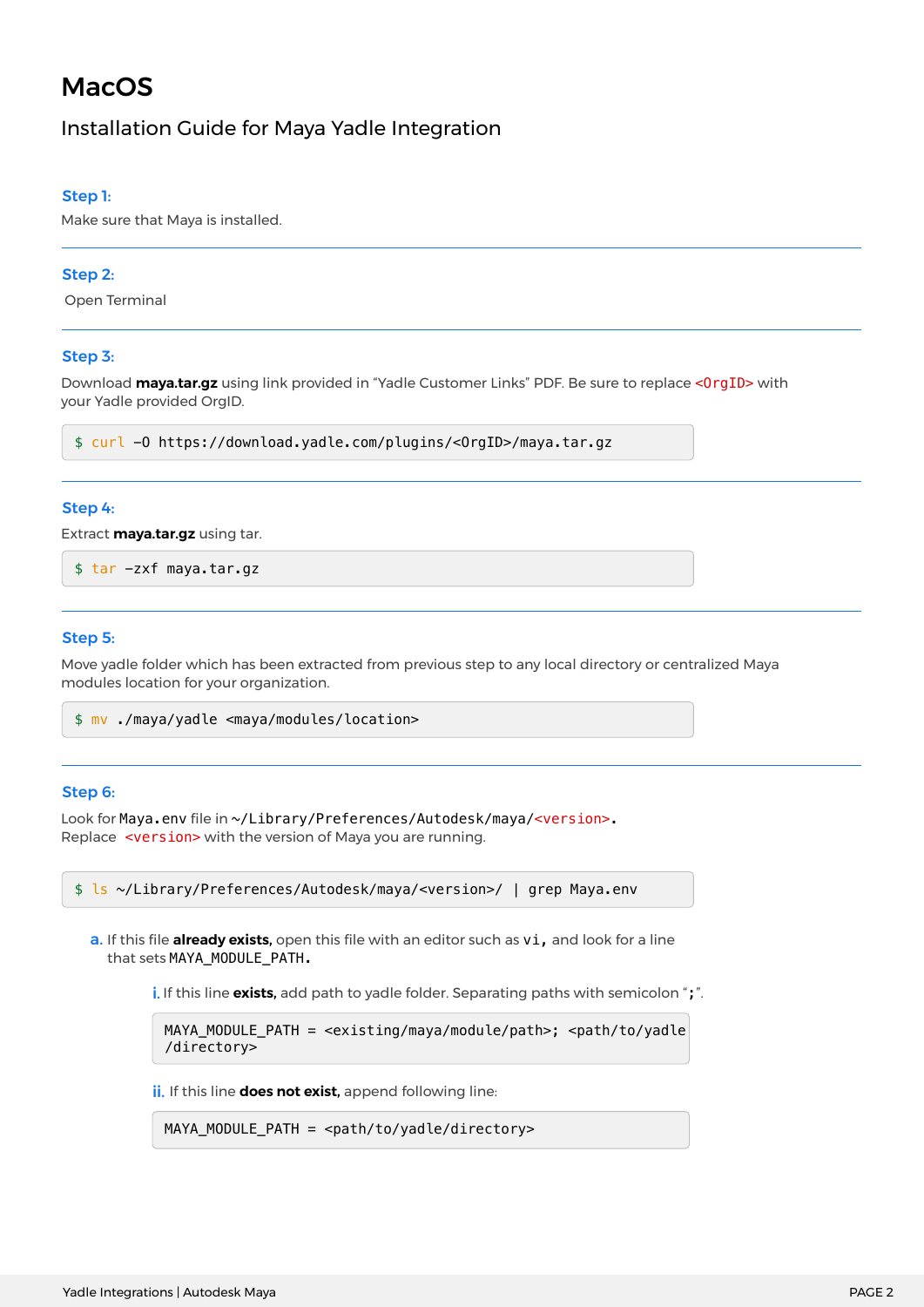# MacOS

## Installation Guide for Maya Yadle Integration

### Step 1:

Make sure that Maya is installed.

---

### Step 2:

Open Terminal

---

### Step 3:

Download **maya.tar.gz** using link provided in "Yadle Customer Links" PDF. Be sure to replace `<OrgID>` with your Yadle provided OrgID.

```
$ curl -O https://download.yadle.com/plugins/<OrgID>/maya.tar.gz
```

---

### Step 4:

Extract **maya.tar.gz** using tar.

```
$ tar -zxf maya.tar.gz
```

---

### Step 5:

Move yadle folder which has been extracted from previous step to any local directory or centralized Maya modules location for your organization.

```
$ mv ./maya/yadle <maya/modules/location>
```

---

### Step 6:

Look for `Maya.env` file in `~/Library/Preferences/Autodesk/maya/<version>`.
Replace `<version>` with the version of Maya you are running.

```
$ ls ~/Library/Preferences/Autodesk/maya/<version>/ | grep Maya.env
```

a. If this file **already exists,** open this file with an editor such as `vi`, and look for a line that sets `MAYA_MODULE_PATH`.

   i. If this line **exists,** add path to yadle folder. Separating paths with semicolon "`;`".

   ```
   MAYA_MODULE_PATH = <existing/maya/module/path>; <path/to/yadle/directory>
   ```

   ii. If this line **does not exist,** append following line:

   ```
   MAYA_MODULE_PATH = <path/to/yadle/directory>
   ```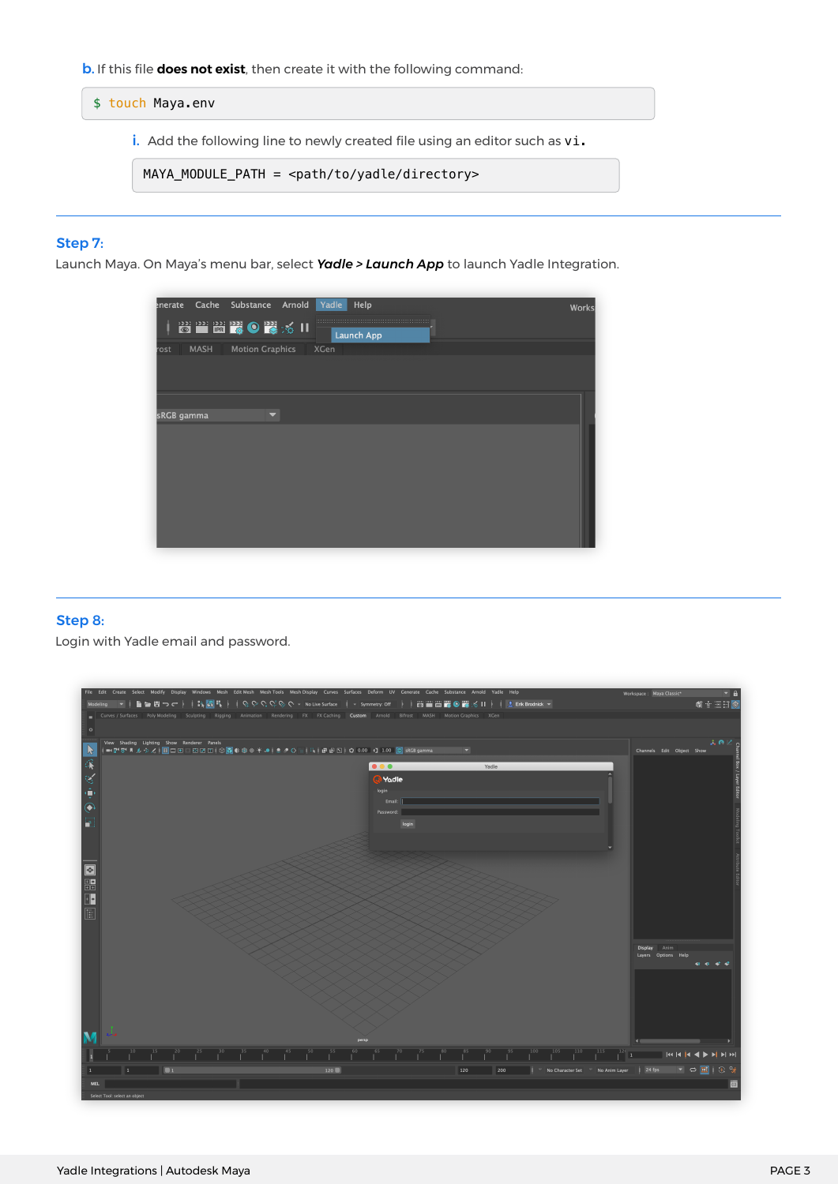b. If this file **does not exist**, then create it with the following command:

```
$ touch Maya.env
```

i. Add the following line to newly created file using an editor such as `vi`.

```
MAYA_MODULE_PATH = <path/to/yadle/directory>
```

---

### Step 7:

Launch Maya. On Maya's menu bar, select ***Yadle > Launch App*** to launch Yadle Integration.

---

### Step 8:

Login with Yadle email and password.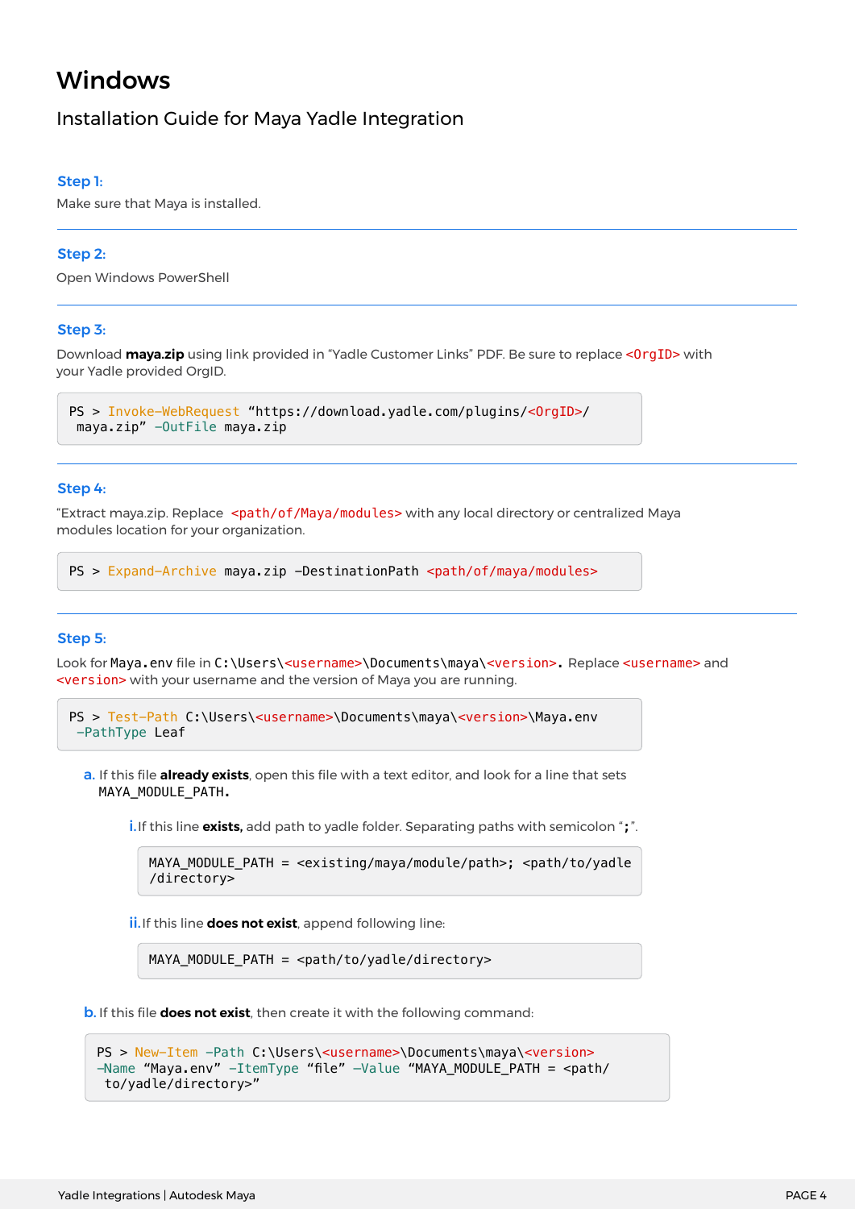# Windows

## Installation Guide for Maya Yadle Integration

### Step 1:

Make sure that Maya is installed.

---

### Step 2:

Open Windows PowerShell

---

### Step 3:

Download **maya.zip** using link provided in “Yadle Customer Links” PDF. Be sure to replace `<OrgID>` with your Yadle provided OrgID.

```
PS > Invoke-WebRequest “https://download.yadle.com/plugins/<OrgID>/
 maya.zip” -OutFile maya.zip
```

---

### Step 4:

“Extract maya.zip. Replace `<path/of/Maya/modules>` with any local directory or centralized Maya modules location for your organization.

```
PS > Expand-Archive maya.zip -DestinationPath <path/of/maya/modules>
```

---

### Step 5:

Look for `Maya.env` file in `C:\Users\<username>\Documents\maya\<version>`. Replace `<username>` and `<version>` with your username and the version of Maya you are running.

```
PS > Test-Path C:\Users\<username>\Documents\maya\<version>\Maya.env
 -PathType Leaf
```

a. If this file **already exists**, open this file with a text editor, and look for a line that sets `MAYA_MODULE_PATH`.

  i. If this line **exists,** add path to yadle folder. Separating paths with semicolon “**;**”.

```
MAYA_MODULE_PATH = <existing/maya/module/path>; <path/to/yadle
/directory>
```

  ii. If this line **does not exist**, append following line:

```
MAYA_MODULE_PATH = <path/to/yadle/directory>
```

b. If this file **does not exist**, then create it with the following command:

```
PS > New-Item -Path C:\Users\<username>\Documents\maya\<version>
-Name “Maya.env” -ItemType “file” -Value “MAYA_MODULE_PATH = <path/
 to/yadle/directory>”
```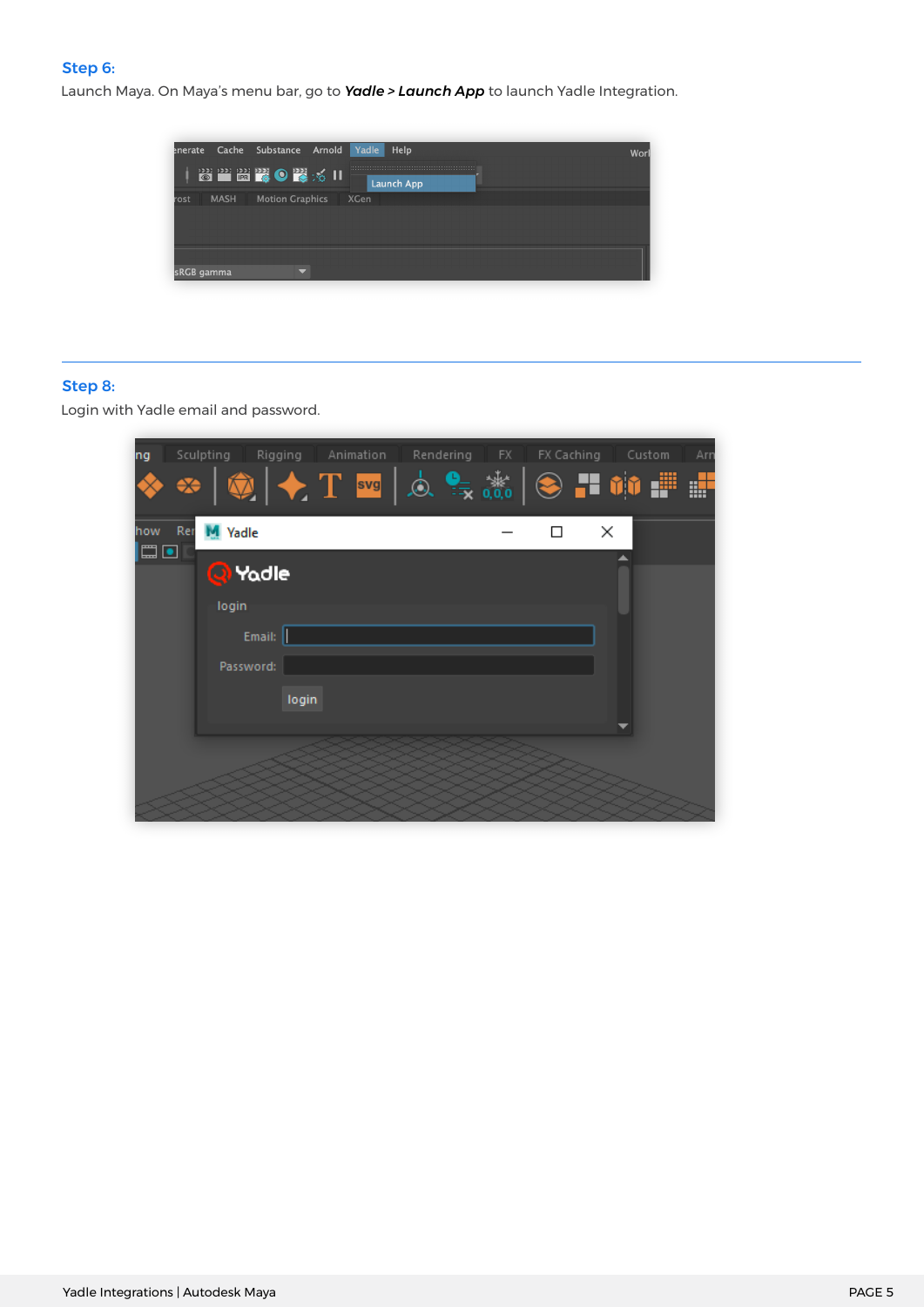### Step 6:

Launch Maya. On Maya's menu bar, go to ***Yadle > Launch App*** to launch Yadle Integration.

---

### Step 8:

Login with Yadle email and password.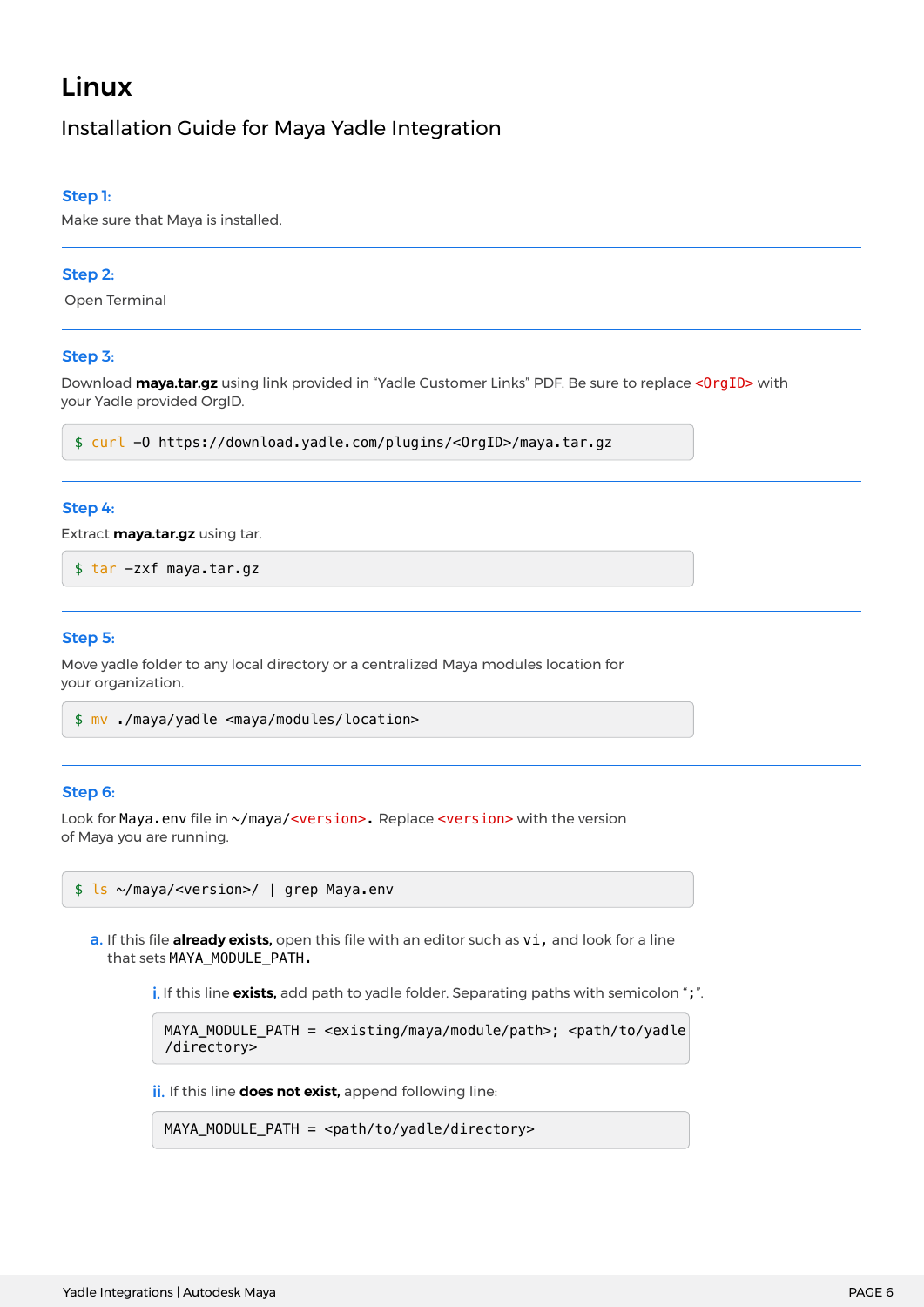# Linux

## Installation Guide for Maya Yadle Integration

### Step 1:

Make sure that Maya is installed.

---

### Step 2:

Open Terminal

---

### Step 3:

Download **maya.tar.gz** using link provided in "Yadle Customer Links" PDF. Be sure to replace `<OrgID>` with your Yadle provided OrgID.

```
$ curl -O https://download.yadle.com/plugins/<OrgID>/maya.tar.gz
```

---

### Step 4:

Extract **maya.tar.gz** using tar.

```
$ tar -zxf maya.tar.gz
```

---

### Step 5:

Move yadle folder to any local directory or a centralized Maya modules location for your organization.

```
$ mv ./maya/yadle <maya/modules/location>
```

---

### Step 6:

Look for `Maya.env` file in `~/maya/<version>`. Replace `<version>` with the version of Maya you are running.

```
$ ls ~/maya/<version>/ | grep Maya.env
```

a. If this file **already exists,** open this file with an editor such as `vi`, and look for a line that sets `MAYA_MODULE_PATH`.

i. If this line **exists,** add path to yadle folder. Separating paths with semicolon "`;`".

```
MAYA_MODULE_PATH = <existing/maya/module/path>; <path/to/yadle
/directory>
```

ii. If this line **does not exist,** append following line:

```
MAYA_MODULE_PATH = <path/to/yadle/directory>
```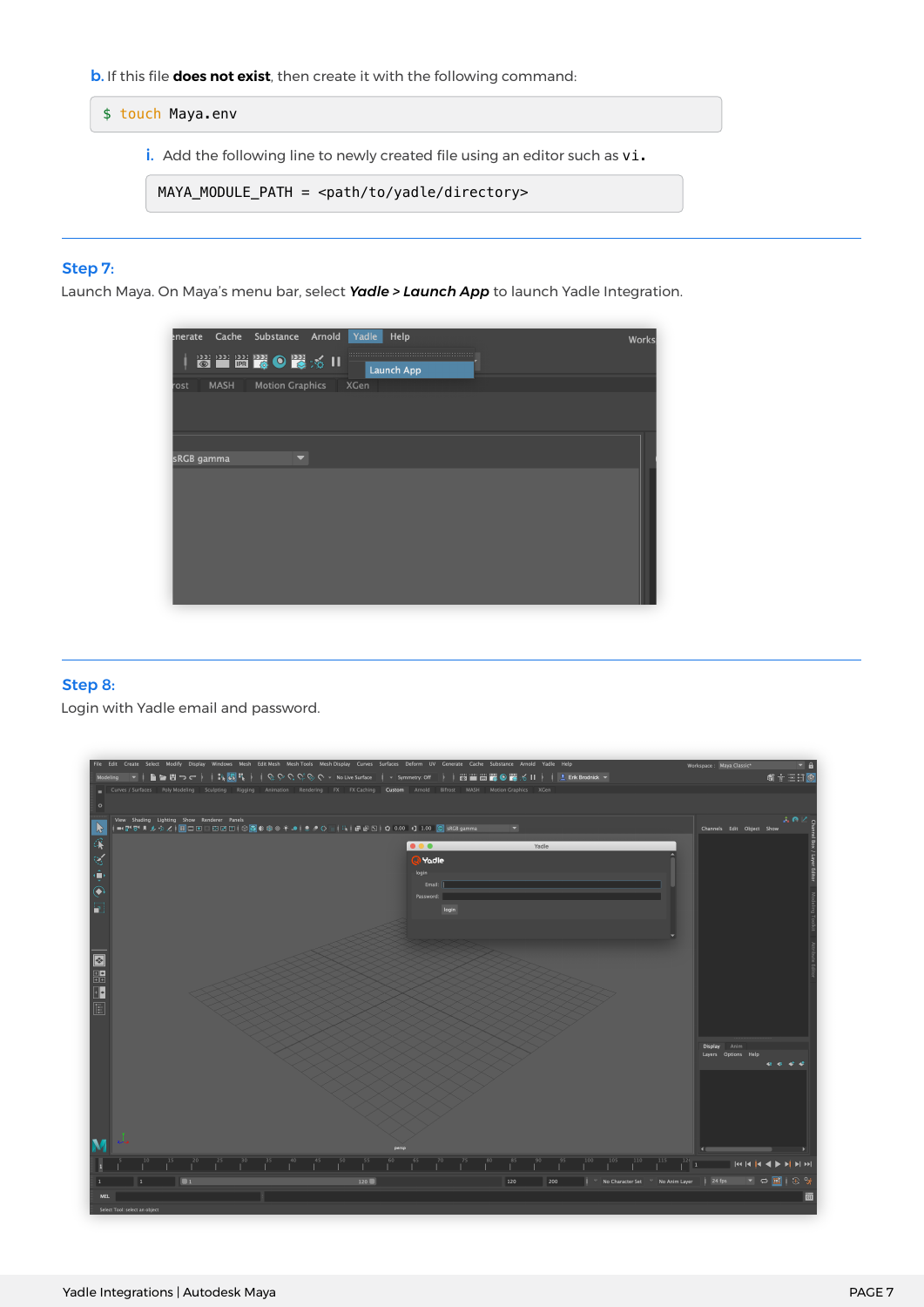b. If this file **does not exist**, then create it with the following command:

```
$ touch Maya.env
```

i. Add the following line to newly created file using an editor such as `vi`.

```
MAYA_MODULE_PATH = <path/to/yadle/directory>
```

---

### Step 7:

Launch Maya. On Maya's menu bar, select ***Yadle > Launch App*** to launch Yadle Integration.

---

### Step 8:

Login with Yadle email and password.